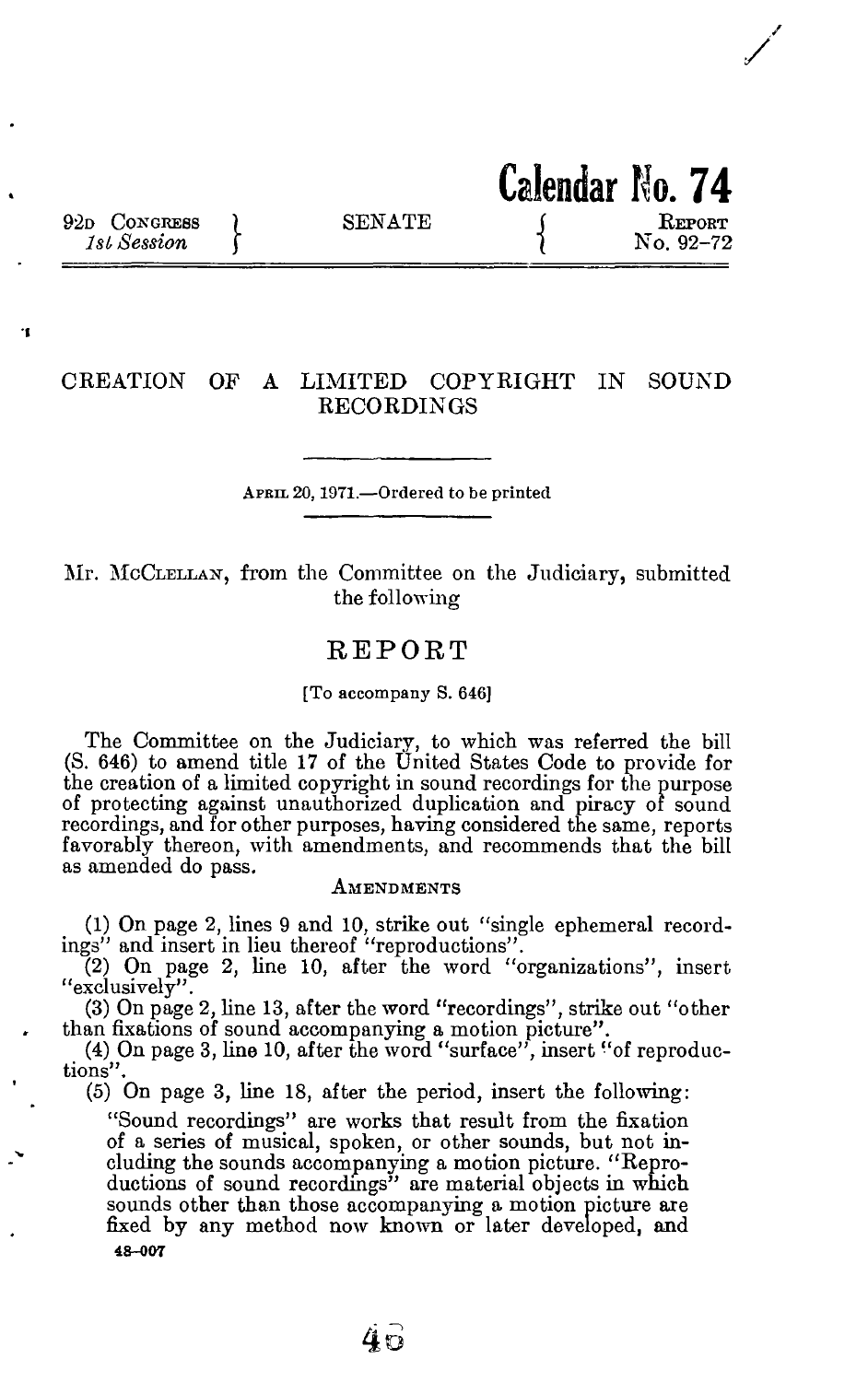**Calendar No. 74**

92D CONGRESS, *1st Session* — SENATE — REPORT No. 92–72

# CREATION OF A LIMITED COPYRIGHT IN SOUND RECORDINGS

APRIL 20, 1971.—Ordered to be printed

Mr. MCCLELLAN, from the Committee on the Judiciary, submitted the following

## REPORT

[To accompany S. 646]

The Committee on the Judiciary, to which was referred the bill (S. 646) to amend title 17 of the United States Code to provide for the creation of a limited copyright in sound recordings for the purpose of protecting against unauthorized duplication and piracy of sound recordings, and for other purposes, having considered the same, reports favorably thereon, with amendments, and recommends that the bill as amended do pass.

### AMENDMENTS

(1) On page 2, lines 9 and 10, strike out "single ephemeral recordings" and insert in lieu thereof "reproductions".

(2) On page 2, line 10, after the word "organizations", insert "exclusively".

(3) On page 2, line 13, after the word "recordings", strike out "other than fixations of sound accompanying a motion picture".

(4) On page 3, line 10, after the word "surface", insert "of reproductions".

(5) On page 3, line 18, after the period, insert the following:

> "Sound recordings" are works that result from the fixation of a series of musical, spoken, or other sounds, but not including the sounds accompanying a motion picture. "Reproductions of sound recordings" are material objects in which sounds other than those accompanying a motion picture are fixed by any method now known or later developed, and

48–007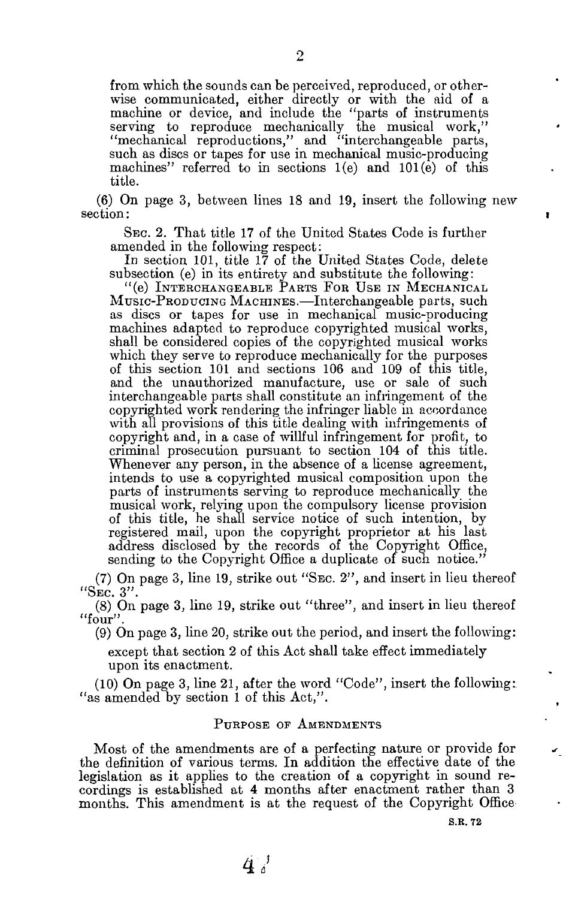from which the sounds can be perceived, reproduced, or otherwise communicated, either directly or with the aid of a machine or device, and include the "parts of instruments serving to reproduce mechanically the musical work," "mechanical reproductions," and "interchangeable parts, such as discs or tapes for use in mechanical music-producing machines" referred to in sections 1(e) and 101(e) of this title.

(6) On page 3, between lines 18 and 19, insert the following new section:

> SEC. 2. That title 17 of the United States Code is further amended in the following respect:
>
> In section 101, title 17 of the United States Code, delete subsection (e) in its entirety and substitute the following:
>
> "(e) INTERCHANGEABLE PARTS FOR USE IN MECHANICAL MUSIC-PRODUCING MACHINES.—Interchangeable parts, such as discs or tapes for use in mechanical music-producing machines adapted to reproduce copyrighted musical works, shall be considered copies of the copyrighted musical works which they serve to reproduce mechanically for the purposes of this section 101 and sections 106 and 109 of this title, and the unauthorized manufacture, use or sale of such interchangeable parts shall constitute an infringement of the copyrighted work rendering the infringer liable in accordance with all provisions of this title dealing with infringements of copyright and, in a case of willful infringement for profit, to criminal prosecution pursuant to section 104 of this title. Whenever any person, in the absence of a license agreement, intends to use a copyrighted musical composition upon the parts of instruments serving to reproduce mechanically the musical work, relying upon the compulsory license provision of this title, he shall service notice of such intention, by registered mail, upon the copyright proprietor at his last address disclosed by the records of the Copyright Office, sending to the Copyright Office a duplicate of such notice."

(7) On page 3, line 19, strike out "SEC. 2", and insert in lieu thereof "SEC. 3".

(8) On page 3, line 19, strike out "three", and insert in lieu thereof "four".

(9) On page 3, line 20, strike out the period, and insert the following:

> except that section 2 of this Act shall take effect immediately upon its enactment.

(10) On page 3, line 21, after the word "Code", insert the following: "as amended by section 1 of this Act,".

## PURPOSE OF AMENDMENTS

Most of the amendments are of a perfecting nature or provide for the definition of various terms. In addition the effective date of the legislation as it applies to the creation of a copyright in sound recordings is established at 4 months after enactment rather than 3 months. This amendment is at the request of the Copyright Office

S.R. 72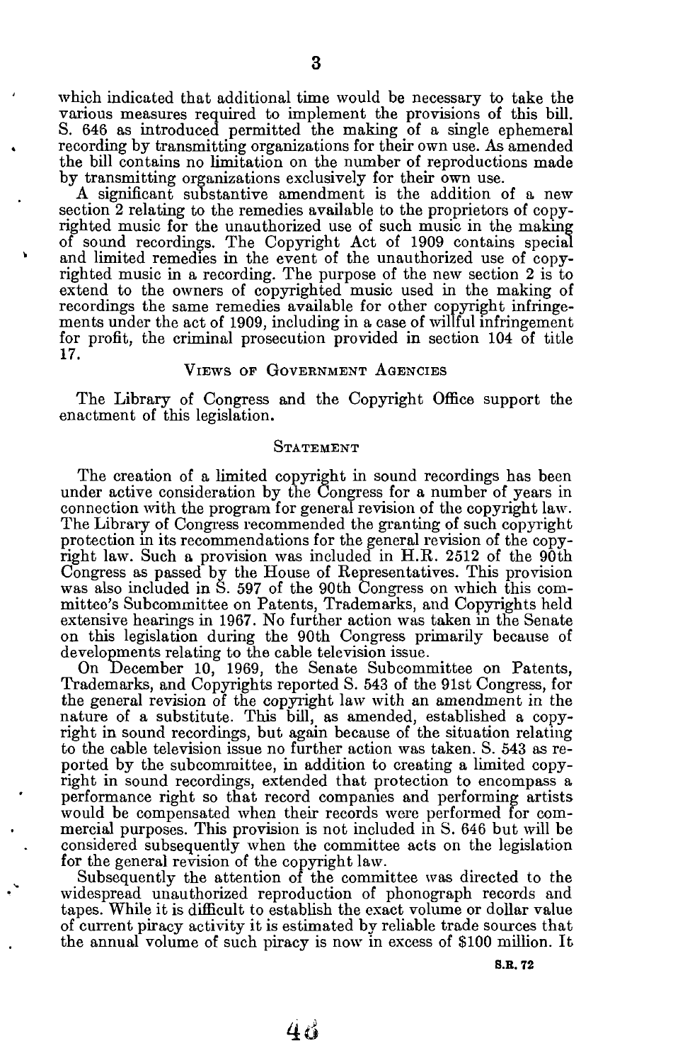which indicated that additional time would be necessary to take the various measures required to implement the provisions of this bill. S. 646 as introduced permitted the making of a single ephemeral recording by transmitting organizations for their own use. As amended the bill contains no limitation on the number of reproductions made by transmitting organizations exclusively for their own use.

A significant substantive amendment is the addition of a new section 2 relating to the remedies available to the proprietors of copyrighted music for the unauthorized use of such music in the making of sound recordings. The Copyright Act of 1909 contains special and limited remedies in the event of the unauthorized use of copyrighted music in a recording. The purpose of the new section 2 is to extend to the owners of copyrighted music used in the making of recordings the same remedies available for other copyright infringements under the act of 1909, including in a case of willful infringement for profit, the criminal prosecution provided in section 104 of title 17.

## Views of Government Agencies

The Library of Congress and the Copyright Office support the enactment of this legislation.

## Statement

The creation of a limited copyright in sound recordings has been under active consideration by the Congress for a number of years in connection with the program for general revision of the copyright law. The Library of Congress recommended the granting of such copyright protection in its recommendations for the general revision of the copyright law. Such a provision was included in H.R. 2512 of the 90th Congress as passed by the House of Representatives. This provision was also included in S. 597 of the 90th Congress on which this committee's Subcommittee on Patents, Trademarks, and Copyrights held extensive hearings in 1967. No further action was taken in the Senate on this legislation during the 90th Congress primarily because of developments relating to the cable television issue.

On December 10, 1969, the Senate Subcommittee on Patents, Trademarks, and Copyrights reported S. 543 of the 91st Congress, for the general revision of the copyright law with an amendment in the nature of a substitute. This bill, as amended, established a copyright in sound recordings, but again because of the situation relating to the cable television issue no further action was taken. S. 543 as reported by the subcommittee, in addition to creating a limited copyright in sound recordings, extended that protection to encompass a performance right so that record companies and performing artists would be compensated when their records were performed for commercial purposes. This provision is not included in S. 646 but will be considered subsequently when the committee acts on the legislation for the general revision of the copyright law.

Subsequently the attention of the committee was directed to the widespread unauthorized reproduction of phonograph records and tapes. While it is difficult to establish the exact volume or dollar value of current piracy activity it is estimated by reliable trade sources that the annual volume of such piracy is now in excess of $100 million. It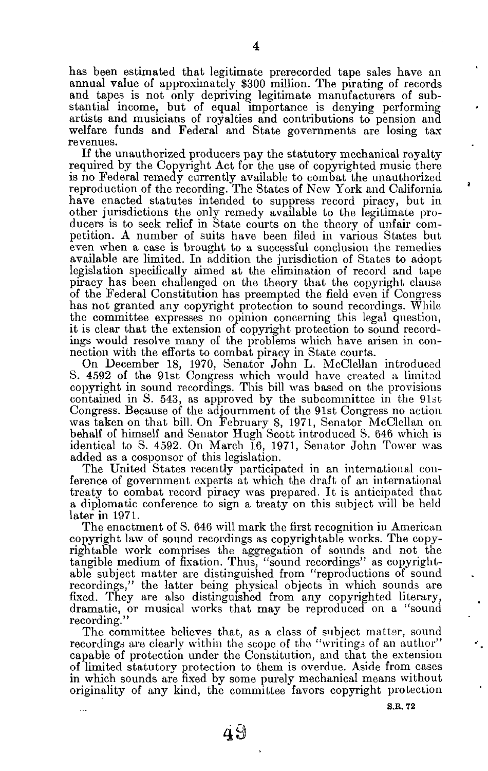has been estimated that legitimate prerecorded tape sales have an annual value of approximately $300 million. The pirating of records and tapes is not only depriving legitimate manufacturers of substantial income, but of equal importance is denying performing artists and musicians of royalties and contributions to pension and welfare funds and Federal and State governments are losing tax revenues.

If the unauthorized producers pay the statutory mechanical royalty required by the Copyright Act for the use of copyrighted music there is no Federal remedy currently available to combat the unauthorized reproduction of the recording. The States of New York and California have enacted statutes intended to suppress record piracy, but in other jurisdictions the only remedy available to the legitimate producers is to seek relief in State courts on the theory of unfair competition. A number of suits have been filed in various States but even when a case is brought to a successful conclusion the remedies available are limited. In addition the jurisdiction of States to adopt legislation specifically aimed at the elimination of record and tape piracy has been challenged on the theory that the copyright clause of the Federal Constitution has preempted the field even if Congress has not granted any copyright protection to sound recordings. While the committee expresses no opinion concerning this legal question, it is clear that the extension of copyright protection to sound recordings would resolve many of the problems which have arisen in connection with the efforts to combat piracy in State courts.

On December 18, 1970, Senator John L. McClellan introduced S. 4592 of the 91st Congress which would have created a limited copyright in sound recordings. This bill was based on the provisions contained in S. 543, as approved by the subcommittee in the 91st Congress. Because of the adjournment of the 91st Congress no action was taken on that bill. On February 8, 1971, Senator McClellan on behalf of himself and Senator Hugh Scott introduced S. 646 which is identical to S. 4592. On March 16, 1971, Senator John Tower was added as a cosponsor of this legislation.

The United States recently participated in an international conference of government experts at which the draft of an international treaty to combat record piracy was prepared. It is anticipated that a diplomatic conference to sign a treaty on this subject will be held later in 1971.

The enactment of S. 646 will mark the first recognition in American copyright law of sound recordings as copyrightable works. The copyrightable work comprises the aggregation of sounds and not the tangible medium of fixation. Thus, "sound recordings" as copyrightable subject matter are distinguished from "reproductions of sound recordings," the latter being physical objects in which sounds are fixed. They are also distinguished from any copyrighted literary, dramatic, or musical works that may be reproduced on a "sound recording."

The committee believes that, as a class of subject matter, sound recordings are clearly within the scope of the "writings of an author" capable of protection under the Constitution, and that the extension of limited statutory protection to them is overdue. Aside from cases in which sounds are fixed by some purely mechanical means without originality of any kind, the committee favors copyright protection

S.R. 72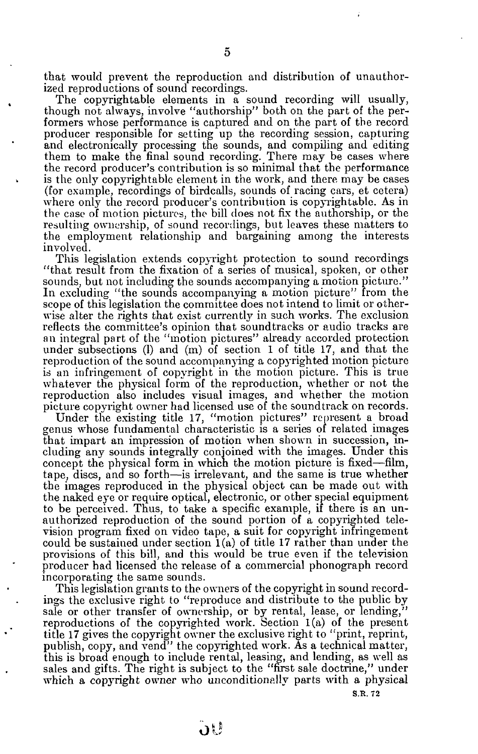that would prevent the reproduction and distribution of unauthorized reproductions of sound recordings.

The copyrightable elements in a sound recording will usually, though not always, involve "authorship" both on the part of the performers whose performance is captured and on the part of the record producer responsible for setting up the recording session, capturing and electronically processing the sounds, and compiling and editing them to make the final sound recording. There may be cases where the record producer's contribution is so minimal that the performance is the only copyrightable element in the work, and there may be cases (for example, recordings of birdcalls, sounds of racing cars, et cetera) where only the record producer's contribution is copyrightable. As in the case of motion pictures, the bill does not fix the authorship, or the resulting ownership, of sound recordings, but leaves these matters to the employment relationship and bargaining among the interests involved.

This legislation extends copyright protection to sound recordings "that result from the fixation of a series of musical, spoken, or other sounds, but not including the sounds accompanying a motion picture." In excluding "the sounds accompanying a motion picture" from the scope of this legislation the committee does not intend to limit or otherwise alter the rights that exist currently in such works. The exclusion reflects the committee's opinion that soundtracks or audio tracks are an integral part of the "motion pictures" already accorded protection under subsections (l) and (m) of section 1 of title 17, and that the reproduction of the sound accompanying a copyrighted motion picture is an infringement of copyright in the motion picture. This is true whatever the physical form of the reproduction, whether or not the reproduction also includes visual images, and whether the motion picture copyright owner had licensed use of the soundtrack on records.

Under the existing title 17, "motion pictures" represent a broad genus whose fundamental characteristic is a series of related images that impart an impression of motion when shown in succession, including any sounds integrally conjoined with the images. Under this concept the physical form in which the motion picture is fixed—film, tape, discs, and so forth—is irrelevant, and the same is true whether the images reproduced in the physical object can be made out with the naked eye or require optical, electronic, or other special equipment to be perceived. Thus, to take a specific example, if there is an unauthorized reproduction of the sound portion of a copyrighted television program fixed on video tape, a suit for copyright infringement could be sustained under section 1(a) of title 17 rather than under the provisions of this bill, and this would be true even if the television producer had licensed the release of a commercial phonograph record incorporating the same sounds.

This legislation grants to the owners of the copyright in sound recordings the exclusive right to "reproduce and distribute to the public by sale or other transfer of ownership, or by rental, lease, or lending," reproductions of the copyrighted work. Section 1(a) of the present title 17 gives the copyright owner the exclusive right to "print, reprint, publish, copy, and vend" the copyrighted work. As a technical matter, this is broad enough to include rental, leasing, and lending, as well as sales and gifts. The right is subject to the "first sale doctrine," under which a copyright owner who unconditionally parts with a physical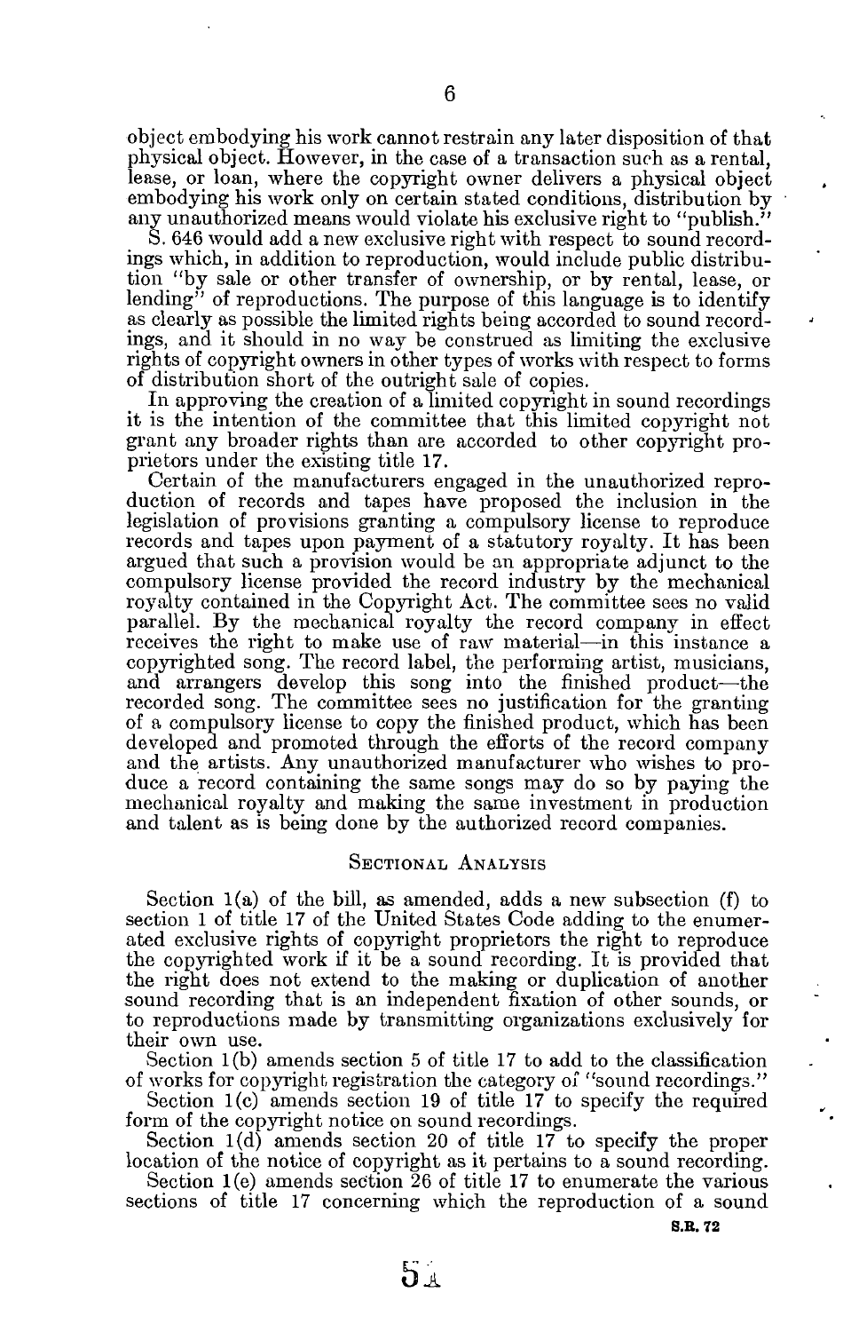object embodying his work cannot restrain any later disposition of that physical object. However, in the case of a transaction such as a rental, lease, or loan, where the copyright owner delivers a physical object embodying his work only on certain stated conditions, distribution by any unauthorized means would violate his exclusive right to "publish."

S. 646 would add a new exclusive right with respect to sound recordings which, in addition to reproduction, would include public distribution "by sale or other transfer of ownership, or by rental, lease, or lending" of reproductions. The purpose of this language is to identify as clearly as possible the limited rights being accorded to sound recordings, and it should in no way be construed as limiting the exclusive rights of copyright owners in other types of works with respect to forms of distribution short of the outright sale of copies.

In approving the creation of a limited copyright in sound recordings it is the intention of the committee that this limited copyright not grant any broader rights than are accorded to other copyright proprietors under the existing title 17.

Certain of the manufacturers engaged in the unauthorized reproduction of records and tapes have proposed the inclusion in the legislation of provisions granting a compulsory license to reproduce records and tapes upon payment of a statutory royalty. It has been argued that such a provision would be an appropriate adjunct to the compulsory license provided the record industry by the mechanical royalty contained in the Copyright Act. The committee sees no valid parallel. By the mechanical royalty the record company in effect receives the right to make use of raw material—in this instance a copyrighted song. The record label, the performing artist, musicians, and arrangers develop this song into the finished product—the recorded song. The committee sees no justification for the granting of a compulsory license to copy the finished product, which has been developed and promoted through the efforts of the record company and the artists. Any unauthorized manufacturer who wishes to produce a record containing the same songs may do so by paying the mechanical royalty and making the same investment in production and talent as is being done by the authorized record companies.

## Sectional Analysis

Section 1(a) of the bill, as amended, adds a new subsection (f) to section 1 of title 17 of the United States Code adding to the enumerated exclusive rights of copyright proprietors the right to reproduce the copyrighted work if it be a sound recording. It is provided that the right does not extend to the making or duplication of another sound recording that is an independent fixation of other sounds, or to reproductions made by transmitting organizations exclusively for their own use.

Section 1(b) amends section 5 of title 17 to add to the classification of works for copyright registration the category of "sound recordings."

Section 1(c) amends section 19 of title 17 to specify the required form of the copyright notice on sound recordings.

Section 1(d) amends section 20 of title 17 to specify the proper location of the notice of copyright as it pertains to a sound recording.

Section 1(e) amends section 26 of title 17 to enumerate the various sections of title 17 concerning which the reproduction of a sound

S.R. 72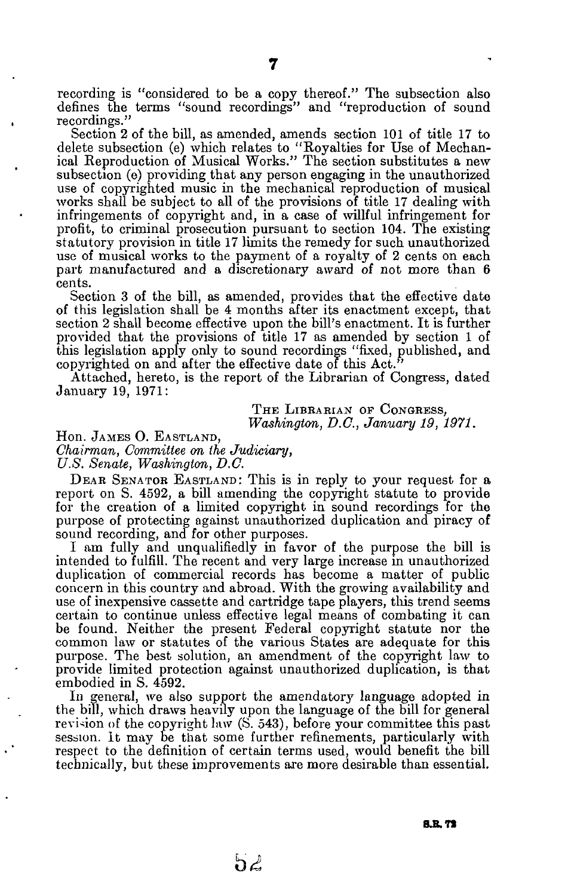recording is "considered to be a copy thereof." The subsection also defines the terms "sound recordings" and "reproduction of sound recordings."

Section 2 of the bill, as amended, amends section 101 of title 17 to delete subsection (e) which relates to "Royalties for Use of Mechanical Reproduction of Musical Works." The section substitutes a new subsection (e) providing that any person engaging in the unauthorized use of copyrighted music in the mechanical reproduction of musical works shall be subject to all of the provisions of title 17 dealing with infringements of copyright and, in a case of willful infringement for profit, to criminal prosecution pursuant to section 104. The existing statutory provision in title 17 limits the remedy for such unauthorized use of musical works to the payment of a royalty of 2 cents on each part manufactured and a discretionary award of not more than 6 cents.

Section 3 of the bill, as amended, provides that the effective date of this legislation shall be 4 months after its enactment except, that section 2 shall become effective upon the bill's enactment. It is further provided that the provisions of title 17 as amended by section 1 of this legislation apply only to sound recordings "fixed, published, and copyrighted on and after the effective date of this Act."

Attached, hereto, is the report of the Librarian of Congress, dated January 19, 1971:

THE LIBRARIAN OF CONGRESS,
*Washington, D.C., January 19, 1971.*

Hon. JAMES O. EASTLAND,
*Chairman, Committee on the Judiciary,*
*U.S. Senate, Washington, D.C.*

DEAR SENATOR EASTLAND: This is in reply to your request for a report on S. 4592, a bill amending the copyright statute to provide for the creation of a limited copyright in sound recordings for the purpose of protecting against unauthorized duplication and piracy of sound recording, and for other purposes.

I am fully and unqualifiedly in favor of the purpose the bill is intended to fulfill. The recent and very large increase in unauthorized duplication of commercial records has become a matter of public concern in this country and abroad. With the growing availability and use of inexpensive cassette and cartridge tape players, this trend seems certain to continue unless effective legal means of combating it can be found. Neither the present Federal copyright statute nor the common law or statutes of the various States are adequate for this purpose. The best solution, an amendment of the copyright law to provide limited protection against unauthorized duplication, is that embodied in S. 4592.

In general, we also support the amendatory language adopted in the bill, which draws heavily upon the language of the bill for general revision of the copyright law (S. 543), before your committee this past session. It may be that some further refinements, particularly with respect to the definition of certain terms used, would benefit the bill technically, but these improvements are more desirable than essential.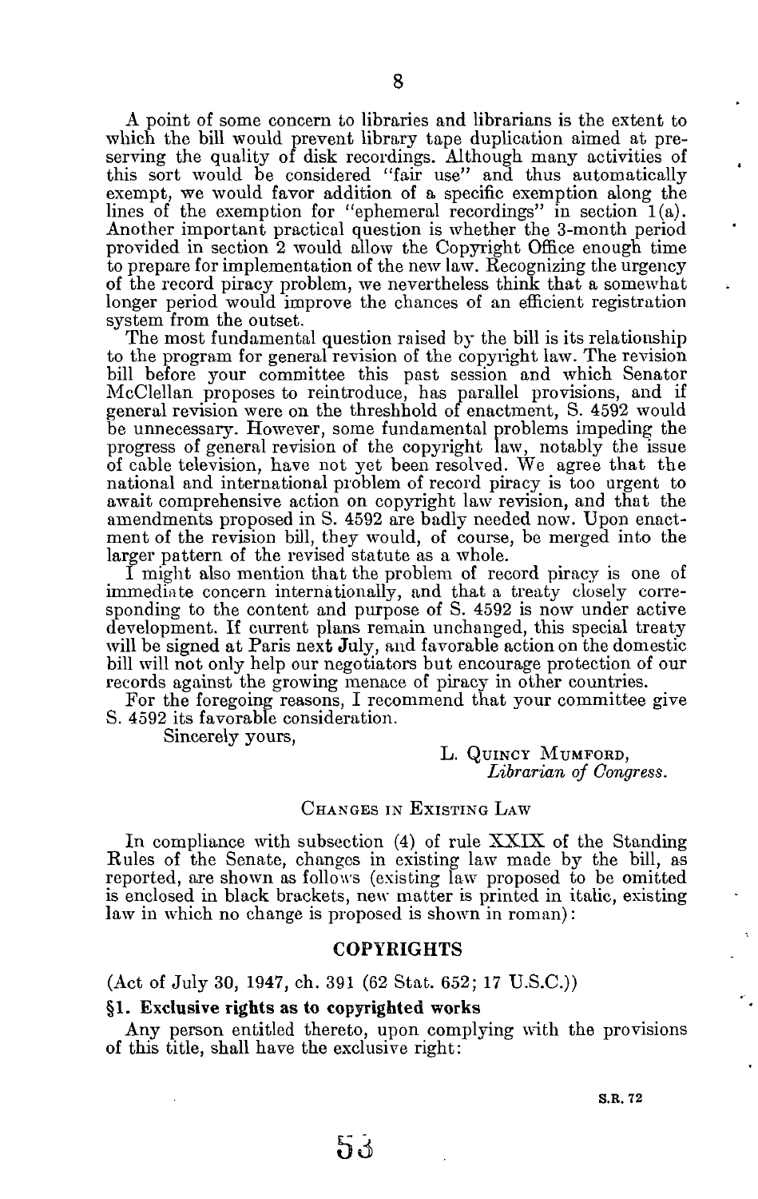A point of some concern to libraries and librarians is the extent to which the bill would prevent library tape duplication aimed at preserving the quality of disk recordings. Although many activities of this sort would be considered "fair use" and thus automatically exempt, we would favor addition of a specific exemption along the lines of the exemption for "ephemeral recordings" in section 1(a). Another important practical question is whether the 3-month period provided in section 2 would allow the Copyright Office enough time to prepare for implementation of the new law. Recognizing the urgency of the record piracy problem, we nevertheless think that a somewhat longer period would improve the chances of an efficient registration system from the outset.

The most fundamental question raised by the bill is its relationship to the program for general revision of the copyright law. The revision bill before your committee this past session and which Senator McClellan proposes to reintroduce, has parallel provisions, and if general revision were on the threshhold of enactment, S. 4592 would be unnecessary. However, some fundamental problems impeding the progress of general revision of the copyright law, notably the issue of cable television, have not yet been resolved. We agree that the national and international problem of record piracy is too urgent to await comprehensive action on copyright law revision, and that the amendments proposed in S. 4592 are badly needed now. Upon enactment of the revision bill, they would, of course, be merged into the larger pattern of the revised statute as a whole.

I might also mention that the problem of record piracy is one of immediate concern internationally, and that a treaty closely corresponding to the content and purpose of S. 4592 is now under active development. If current plans remain unchanged, this special treaty will be signed at Paris next July, and favorable action on the domestic bill will not only help our negotiators but encourage protection of our records against the growing menace of piracy in other countries.

For the foregoing reasons, I recommend that your committee give S. 4592 its favorable consideration.

Sincerely yours,

L. Quincy Mumford,
*Librarian of Congress.*

## Changes in Existing Law

In compliance with subsection (4) of rule XXIX of the Standing Rules of the Senate, changes in existing law made by the bill, as reported, are shown as follows (existing law proposed to be omitted is enclosed in black brackets, new matter is printed in italic, existing law in which no change is proposed is shown in roman):

## COPYRIGHTS

(Act of July 30, 1947, ch. 391 (62 Stat. 652; 17 U.S.C.))

**§1. Exclusive rights as to copyrighted works**

Any person entitled thereto, upon complying with the provisions of this title, shall have the exclusive right: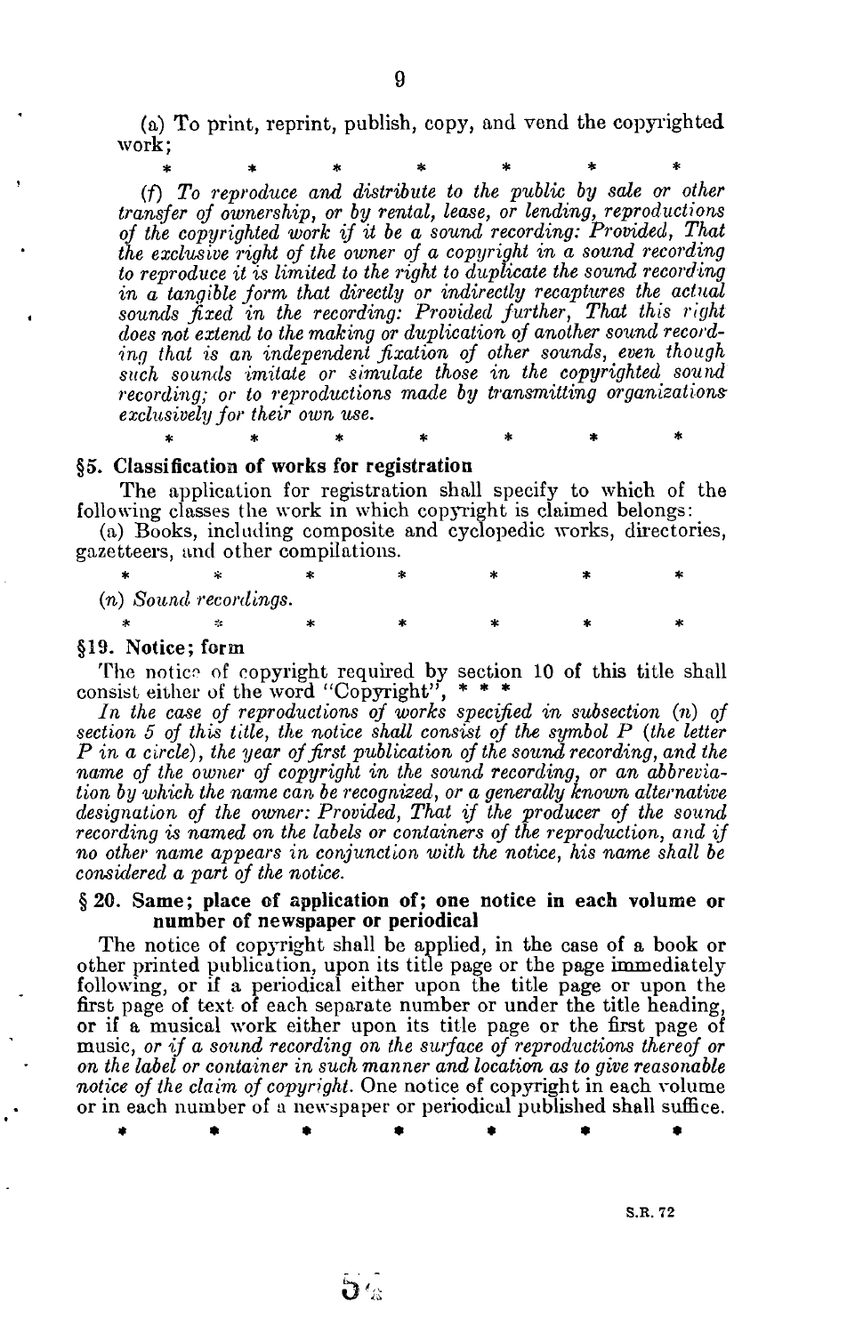(a) To print, reprint, publish, copy, and vend the copyrighted work;

\*        \*        \*        \*        \*        \*        \*

*(f) To reproduce and distribute to the public by sale or other transfer of ownership, or by rental, lease, or lending, reproductions of the copyrighted work if it be a sound recording: Provided, That the exclusive right of the owner of a copyright in a sound recording to reproduce it is limited to the right to duplicate the sound recording in a tangible form that directly or indirectly recaptures the actual sounds fixed in the recording: Provided further, That this right does not extend to the making or duplication of another sound recording that is an independent fixation of other sounds, even though such sounds imitate or simulate those in the copyrighted sound recording; or to reproductions made by transmitting organizations exclusively for their own use.*

\*        \*        \*        \*        \*        \*        \*

### §5. Classification of works for registration

The application for registration shall specify to which of the following classes the work in which copyright is claimed belongs:

(a) Books, including composite and cyclopedic works, directories, gazetteers, and other compilations.

\*        \*        \*        \*        \*        \*        \*

*(n) Sound recordings.*

\*        \*        \*        \*        \*        \*        \*

### §19. Notice; form

The notice of copyright required by section 10 of this title shall consist either of the word "Copyright", \* \* \*

*In the case of reproductions of works specified in subsection (n) of section 5 of this title, the notice shall consist of the symbol P (the letter P in a circle), the year of first publication of the sound recording, and the name of the owner of copyright in the sound recording, or an abbreviation by which the name can be recognized, or a generally known alternative designation of the owner: Provided, That if the producer of the sound recording is named on the labels or containers of the reproduction, and if no other name appears in conjunction with the notice, his name shall be considered a part of the notice.*

### § 20. Same; place of application of; one notice in each volume or number of newspaper or periodical

The notice of copyright shall be applied, in the case of a book or other printed publication, upon its title page or the page immediately following, or if a periodical either upon the title page or upon the first page of text of each separate number or under the title heading, or if a musical work either upon its title page or the first page of music, *or if a sound recording on the surface of reproductions thereof or on the label or container in such manner and location as to give reasonable notice of the claim of copyright.* One notice of copyright in each volume or in each number of a newspaper or periodical published shall suffice.

\*        \*        \*        \*        \*        \*        \*

S.R. 72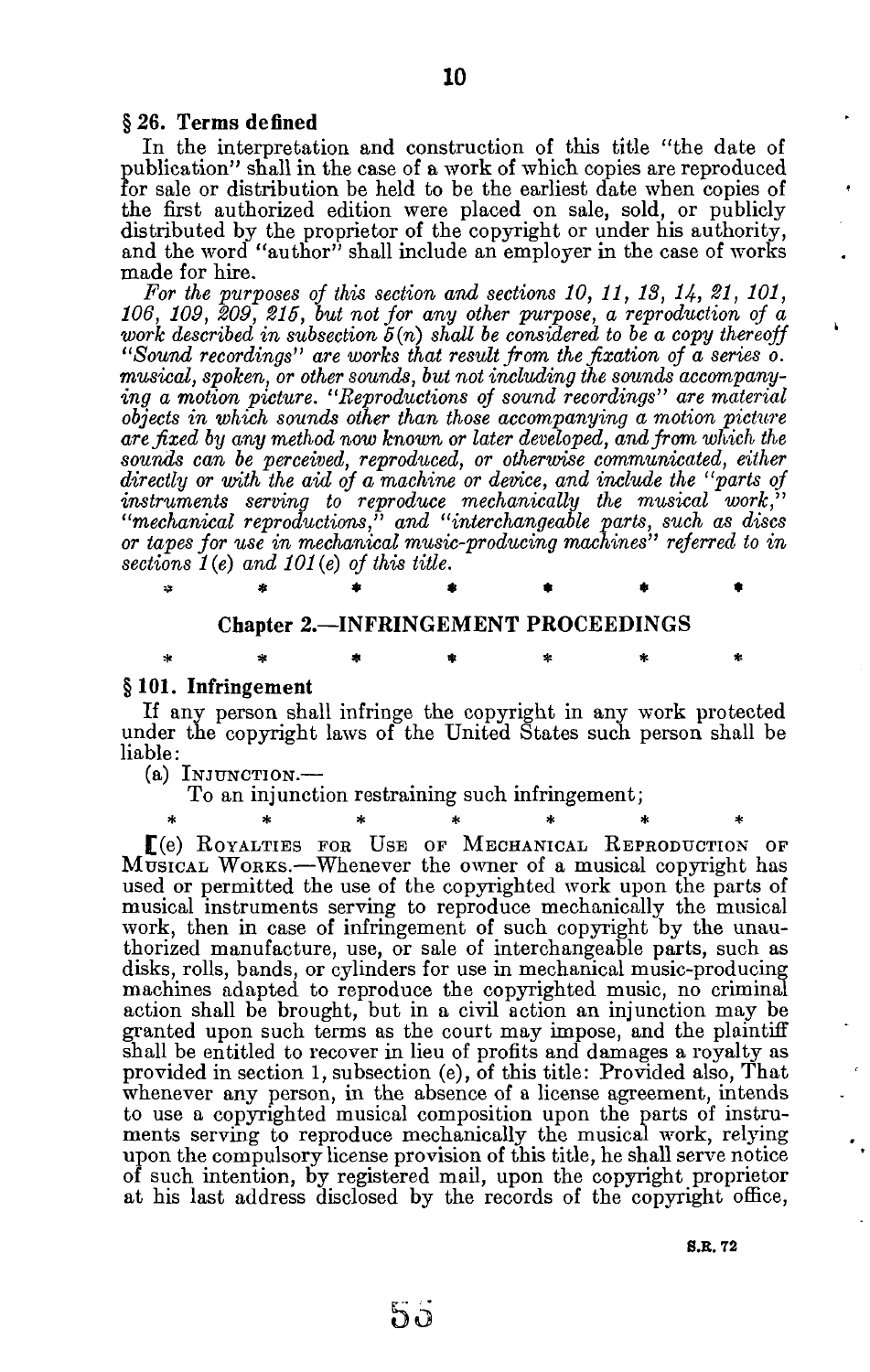### § 26. Terms defined

In the interpretation and construction of this title "the date of publication" shall in the case of a work of which copies are reproduced for sale or distribution be held to be the earliest date when copies of the first authorized edition were placed on sale, sold, or publicly distributed by the proprietor of the copyright or under his authority, and the word "author" shall include an employer in the case of works made for hire.

*For the purposes of this section and sections 10, 11, 13, 14, 21, 101, 106, 109, 209, 215, but not for any other purpose, a reproduction of a work described in subsection 5(n) shall be considered to be a copy thereoff "Sound recordings" are works that result from the fixation of a series o. musical, spoken, or other sounds, but not including the sounds accompanying a motion picture. "Reproductions of sound recordings" are material objects in which sounds other than those accompanying a motion picture are fixed by any method now known or later developed, and from which the sounds can be perceived, reproduced, or otherwise communicated, either directly or with the aid of a machine or device, and include the "parts of instruments serving to reproduce mechanically the musical work," "mechanical reproductions," and "interchangeable parts, such as discs or tapes for use in mechanical music-producing machines" referred to in sections 1(e) and 101(e) of this title.*

\* \* \* \* \* \* \*

## Chapter 2.—INFRINGEMENT PROCEEDINGS

\* \* \* \* \* \* \*

### § 101. Infringement

If any person shall infringe the copyright in any work protected under the copyright laws of the United States such person shall be liable:

(a) INJUNCTION.—

To an injunction restraining such infringement;

\* \* \* \* \* \* \*

[(e) ROYALTIES FOR USE OF MECHANICAL REPRODUCTION OF MUSICAL WORKS.—Whenever the owner of a musical copyright has used or permitted the use of the copyrighted work upon the parts of musical instruments serving to reproduce mechanically the musical work, then in case of infringement of such copyright by the unauthorized manufacture, use, or sale of interchangeable parts, such as disks, rolls, bands, or cylinders for use in mechanical music-producing machines adapted to reproduce the copyrighted music, no criminal action shall be brought, but in a civil action an injunction may be granted upon such terms as the court may impose, and the plaintiff shall be entitled to recover in lieu of profits and damages a royalty as provided in section 1, subsection (e), of this title: Provided also, That whenever any person, in the absence of a license agreement, intends to use a copyrighted musical composition upon the parts of instruments serving to reproduce mechanically the musical work, relying upon the compulsory license provision of this title, he shall serve notice of such intention, by registered mail, upon the copyright proprietor at his last address disclosed by the records of the copyright office,

S.R. 72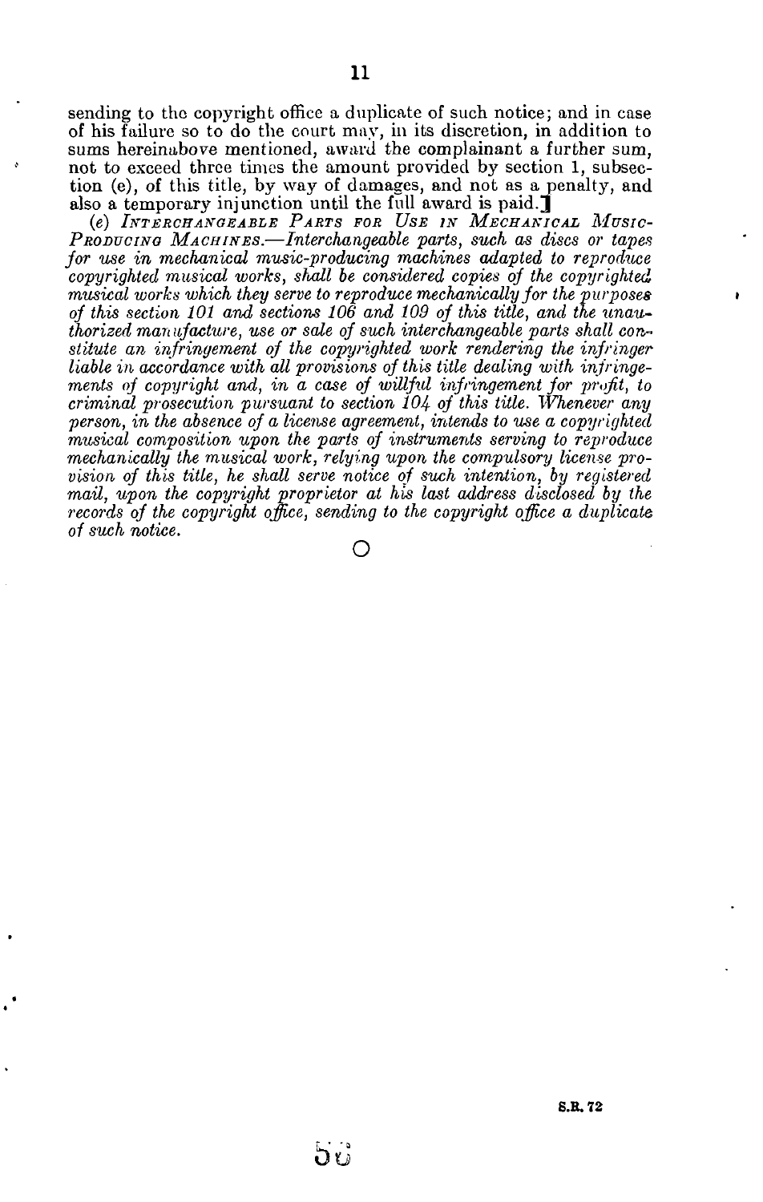sending to the copyright office a duplicate of such notice; and in case of his failure so to do the court may, in its discretion, in addition to sums hereinabove mentioned, award the complainant a further sum, not to exceed three times the amount provided by section 1, subsection (e), of this title, by way of damages, and not as a penalty, and also a temporary injunction until the full award is paid.]

*(e) INTERCHANGEABLE PARTS FOR USE IN MECHANICAL MUSIC-PRODUCING MACHINES.—Interchangeable parts, such as discs or tapes for use in mechanical music-producing machines adapted to reproduce copyrighted musical works, shall be considered copies of the copyrighted musical works which they serve to reproduce mechanically for the purposes of this section 101 and sections 106 and 109 of this title, and the unauthorized manufacture, use or sale of such interchangeable parts shall constitute an infringement of the copyrighted work rendering the infringer liable in accordance with all provisions of this title dealing with infringements of copyright and, in a case of willful infringement for profit, to criminal prosecution pursuant to section 104 of this title. Whenever any person, in the absence of a license agreement, intends to use a copyrighted musical composition upon the parts of instruments serving to reproduce mechanically the musical work, relying upon the compulsory license provision of this title, he shall serve notice of such intention, by registered mail, upon the copyright proprietor at his last address disclosed by the records of the copyright office, sending to the copyright office a duplicate of such notice.*

O

S.R. 72